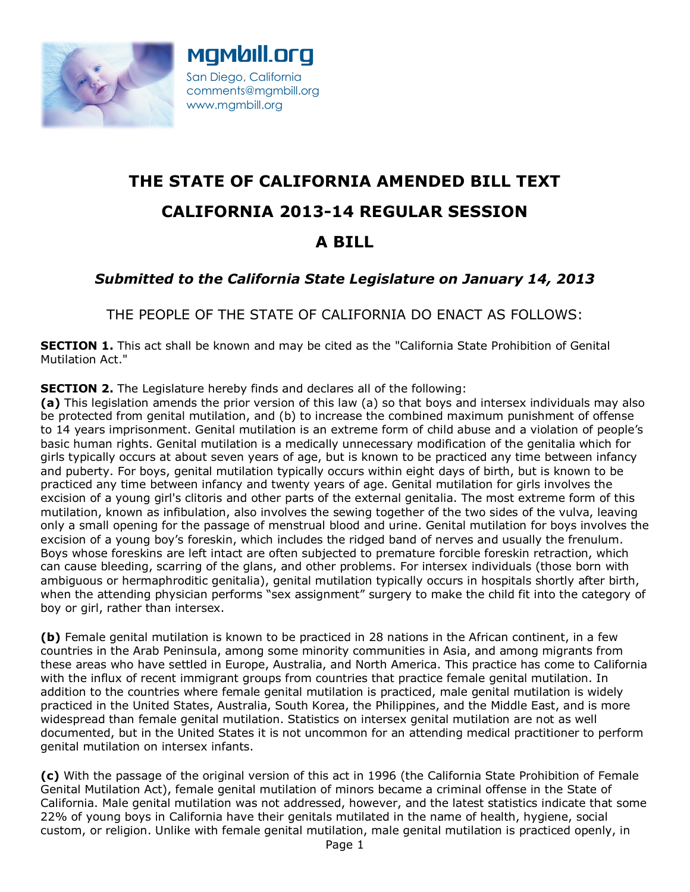MGMbill.org
San Diego, California
comments@mgmbill.org
www.mgmbill.org

# THE STATE OF CALIFORNIA AMENDED BILL TEXT

# CALIFORNIA 2013-14 REGULAR SESSION

# A BILL

### *Submitted to the California State Legislature on January 14, 2013*

THE PEOPLE OF THE STATE OF CALIFORNIA DO ENACT AS FOLLOWS:

**SECTION 1.** This act shall be known and may be cited as the "California State Prohibition of Genital Mutilation Act."

**SECTION 2.** The Legislature hereby finds and declares all of the following:

**(a)** This legislation amends the prior version of this law (a) so that boys and intersex individuals may also be protected from genital mutilation, and (b) to increase the combined maximum punishment of offense to 14 years imprisonment. Genital mutilation is an extreme form of child abuse and a violation of people's basic human rights. Genital mutilation is a medically unnecessary modification of the genitalia which for girls typically occurs at about seven years of age, but is known to be practiced any time between infancy and puberty. For boys, genital mutilation typically occurs within eight days of birth, but is known to be practiced any time between infancy and twenty years of age. Genital mutilation for girls involves the excision of a young girl's clitoris and other parts of the external genitalia. The most extreme form of this mutilation, known as infibulation, also involves the sewing together of the two sides of the vulva, leaving only a small opening for the passage of menstrual blood and urine. Genital mutilation for boys involves the excision of a young boy's foreskin, which includes the ridged band of nerves and usually the frenulum. Boys whose foreskins are left intact are often subjected to premature forcible foreskin retraction, which can cause bleeding, scarring of the glans, and other problems. For intersex individuals (those born with ambiguous or hermaphroditic genitalia), genital mutilation typically occurs in hospitals shortly after birth, when the attending physician performs "sex assignment" surgery to make the child fit into the category of boy or girl, rather than intersex.

**(b)** Female genital mutilation is known to be practiced in 28 nations in the African continent, in a few countries in the Arab Peninsula, among some minority communities in Asia, and among migrants from these areas who have settled in Europe, Australia, and North America. This practice has come to California with the influx of recent immigrant groups from countries that practice female genital mutilation. In addition to the countries where female genital mutilation is practiced, male genital mutilation is widely practiced in the United States, Australia, South Korea, the Philippines, and the Middle East, and is more widespread than female genital mutilation. Statistics on intersex genital mutilation are not as well documented, but in the United States it is not uncommon for an attending medical practitioner to perform genital mutilation on intersex infants.

**(c)** With the passage of the original version of this act in 1996 (the California State Prohibition of Female Genital Mutilation Act), female genital mutilation of minors became a criminal offense in the State of California. Male genital mutilation was not addressed, however, and the latest statistics indicate that some 22% of young boys in California have their genitals mutilated in the name of health, hygiene, social custom, or religion. Unlike with female genital mutilation, male genital mutilation is practiced openly, in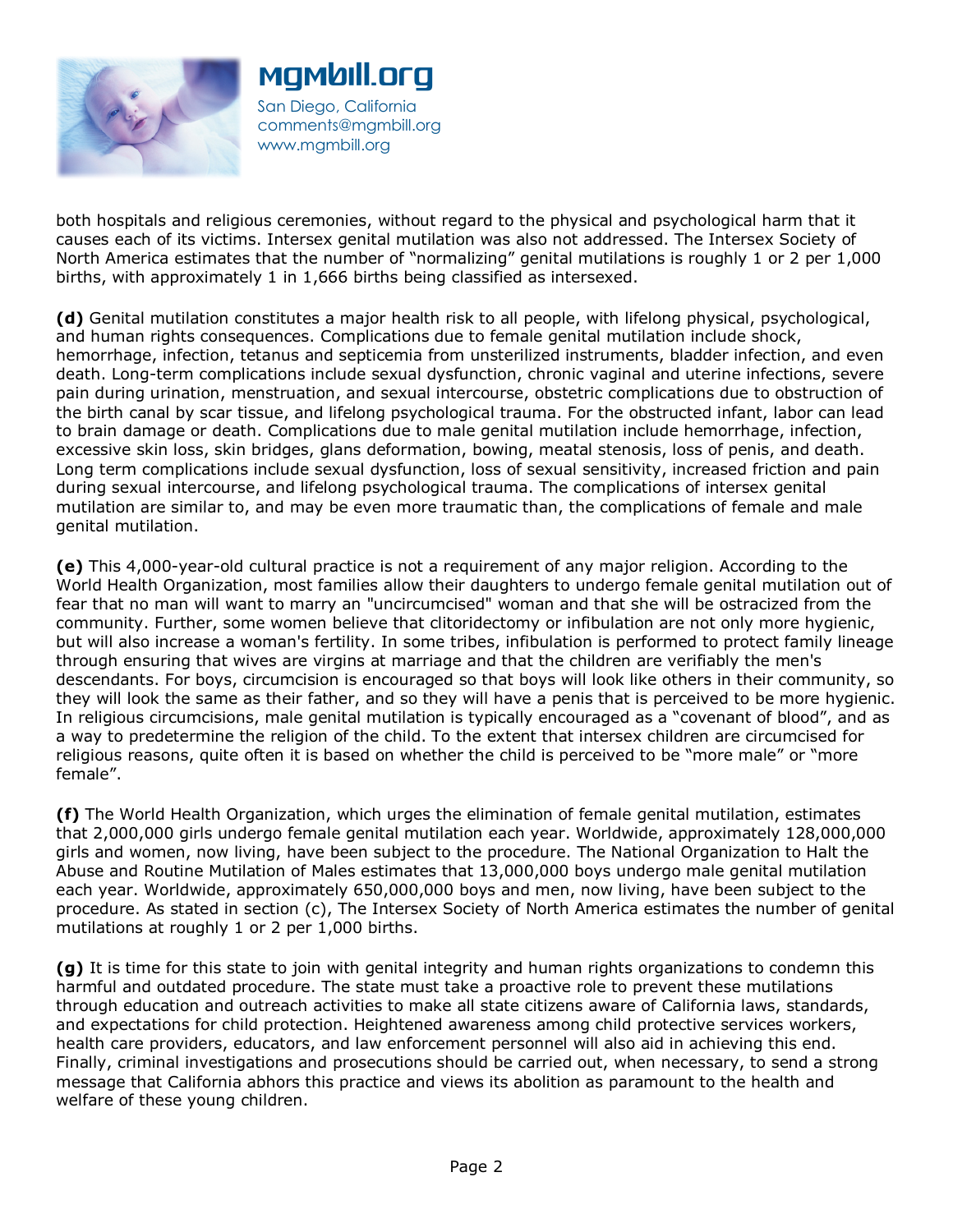both hospitals and religious ceremonies, without regard to the physical and psychological harm that it causes each of its victims. Intersex genital mutilation was also not addressed. The Intersex Society of North America estimates that the number of “normalizing” genital mutilations is roughly 1 or 2 per 1,000 births, with approximately 1 in 1,666 births being classified as intersexed.

**(d)** Genital mutilation constitutes a major health risk to all people, with lifelong physical, psychological, and human rights consequences. Complications due to female genital mutilation include shock, hemorrhage, infection, tetanus and septicemia from unsterilized instruments, bladder infection, and even death. Long-term complications include sexual dysfunction, chronic vaginal and uterine infections, severe pain during urination, menstruation, and sexual intercourse, obstetric complications due to obstruction of the birth canal by scar tissue, and lifelong psychological trauma. For the obstructed infant, labor can lead to brain damage or death. Complications due to male genital mutilation include hemorrhage, infection, excessive skin loss, skin bridges, glans deformation, bowing, meatal stenosis, loss of penis, and death. Long term complications include sexual dysfunction, loss of sexual sensitivity, increased friction and pain during sexual intercourse, and lifelong psychological trauma. The complications of intersex genital mutilation are similar to, and may be even more traumatic than, the complications of female and male genital mutilation.

**(e)** This 4,000-year-old cultural practice is not a requirement of any major religion. According to the World Health Organization, most families allow their daughters to undergo female genital mutilation out of fear that no man will want to marry an "uncircumcised" woman and that she will be ostracized from the community. Further, some women believe that clitoridectomy or infibulation are not only more hygienic, but will also increase a woman's fertility. In some tribes, infibulation is performed to protect family lineage through ensuring that wives are virgins at marriage and that the children are verifiably the men's descendants. For boys, circumcision is encouraged so that boys will look like others in their community, so they will look the same as their father, and so they will have a penis that is perceived to be more hygienic. In religious circumcisions, male genital mutilation is typically encouraged as a “covenant of blood”, and as a way to predetermine the religion of the child. To the extent that intersex children are circumcised for religious reasons, quite often it is based on whether the child is perceived to be “more male” or “more female”.

**(f)** The World Health Organization, which urges the elimination of female genital mutilation, estimates that 2,000,000 girls undergo female genital mutilation each year. Worldwide, approximately 128,000,000 girls and women, now living, have been subject to the procedure. The National Organization to Halt the Abuse and Routine Mutilation of Males estimates that 13,000,000 boys undergo male genital mutilation each year. Worldwide, approximately 650,000,000 boys and men, now living, have been subject to the procedure. As stated in section (c), The Intersex Society of North America estimates the number of genital mutilations at roughly 1 or 2 per 1,000 births.

**(g)** It is time for this state to join with genital integrity and human rights organizations to condemn this harmful and outdated procedure. The state must take a proactive role to prevent these mutilations through education and outreach activities to make all state citizens aware of California laws, standards, and expectations for child protection. Heightened awareness among child protective services workers, health care providers, educators, and law enforcement personnel will also aid in achieving this end. Finally, criminal investigations and prosecutions should be carried out, when necessary, to send a strong message that California abhors this practice and views its abolition as paramount to the health and welfare of these young children.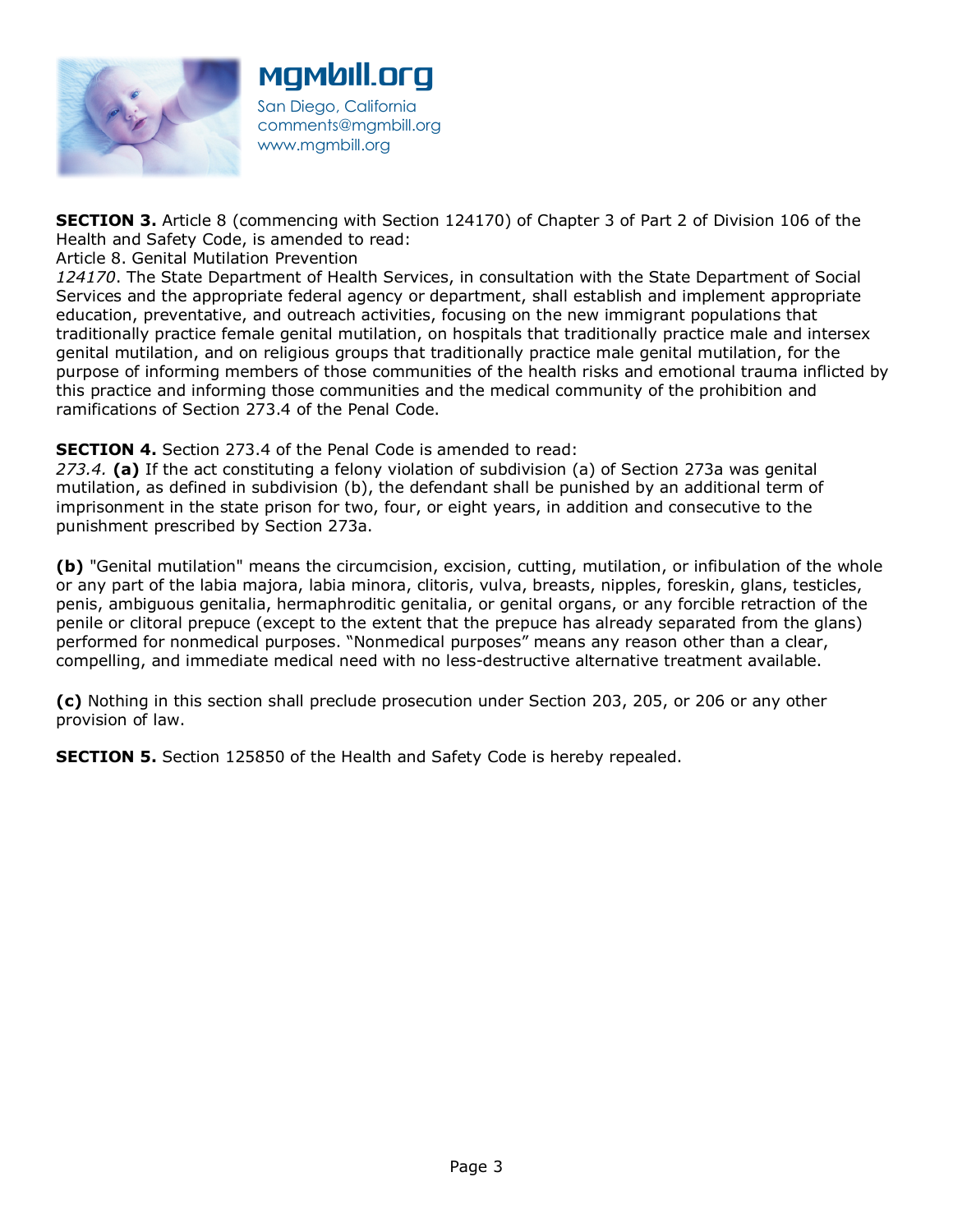**SECTION 3.** Article 8 (commencing with Section 124170) of Chapter 3 of Part 2 of Division 106 of the Health and Safety Code, is amended to read:

Article 8. Genital Mutilation Prevention

*124170*. The State Department of Health Services, in consultation with the State Department of Social Services and the appropriate federal agency or department, shall establish and implement appropriate education, preventative, and outreach activities, focusing on the new immigrant populations that traditionally practice female genital mutilation, on hospitals that traditionally practice male and intersex genital mutilation, and on religious groups that traditionally practice male genital mutilation, for the purpose of informing members of those communities of the health risks and emotional trauma inflicted by this practice and informing those communities and the medical community of the prohibition and ramifications of Section 273.4 of the Penal Code.

**SECTION 4.** Section 273.4 of the Penal Code is amended to read:

*273.4.* **(a)** If the act constituting a felony violation of subdivision (a) of Section 273a was genital mutilation, as defined in subdivision (b), the defendant shall be punished by an additional term of imprisonment in the state prison for two, four, or eight years, in addition and consecutive to the punishment prescribed by Section 273a.

**(b)** "Genital mutilation" means the circumcision, excision, cutting, mutilation, or infibulation of the whole or any part of the labia majora, labia minora, clitoris, vulva, breasts, nipples, foreskin, glans, testicles, penis, ambiguous genitalia, hermaphroditic genitalia, or genital organs, or any forcible retraction of the penile or clitoral prepuce (except to the extent that the prepuce has already separated from the glans) performed for nonmedical purposes. "Nonmedical purposes" means any reason other than a clear, compelling, and immediate medical need with no less-destructive alternative treatment available.

**(c)** Nothing in this section shall preclude prosecution under Section 203, 205, or 206 or any other provision of law.

**SECTION 5.** Section 125850 of the Health and Safety Code is hereby repealed.